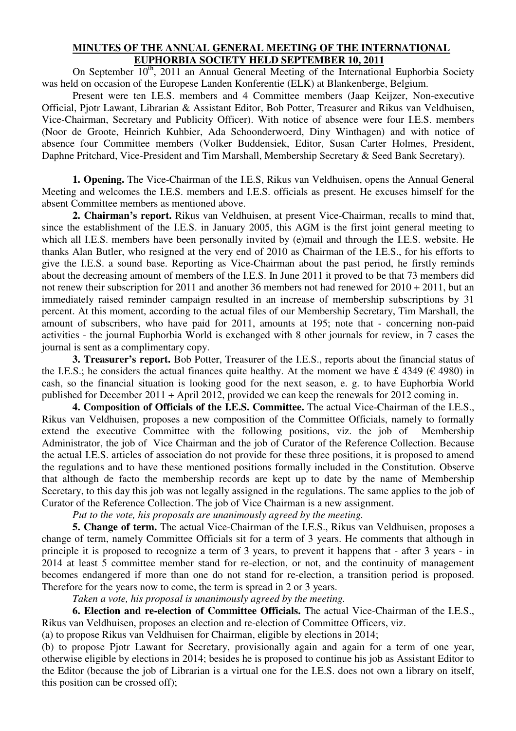# MINUTES OF THE ANNUAL GENERAL MEETING OF THE INTERNATIONAL EUPHORBIA SOCIETY HELD SEPTEMBER 10, 2011

On September 10th, 2011 an Annual General Meeting of the International Euphorbia Society was held on occasion of the Europese Landen Konferentie (ELK) at Blankenberge, Belgium.

Present were ten I.E.S. members and 4 Committee members (Jaap Keijzer, Non-executive Official, Pjotr Lawant, Librarian & Assistant Editor, Bob Potter, Treasurer and Rikus van Veldhuisen, Vice-Chairman, Secretary and Publicity Officer). With notice of absence were four I.E.S. members (Noor de Groote, Heinrich Kuhbier, Ada Schoonderwoerd, Diny Winthagen) and with notice of absence four Committee members (Volker Buddensiek, Editor, Susan Carter Holmes, President, Daphne Pritchard, Vice-President and Tim Marshall, Membership Secretary & Seed Bank Secretary).

**1. Opening.** The Vice-Chairman of the I.E.S, Rikus van Veldhuisen, opens the Annual General Meeting and welcomes the I.E.S. members and I.E.S. officials as present. He excuses himself for the absent Committee members as mentioned above.

**2. Chairman's report.** Rikus van Veldhuisen, at present Vice-Chairman, recalls to mind that, since the establishment of the I.E.S. in January 2005, this AGM is the first joint general meeting to which all I.E.S. members have been personally invited by (e)mail and through the I.E.S. website. He thanks Alan Butler, who resigned at the very end of 2010 as Chairman of the I.E.S., for his efforts to give the I.E.S. a sound base. Reporting as Vice-Chairman about the past period, he firstly reminds about the decreasing amount of members of the I.E.S. In June 2011 it proved to be that 73 members did not renew their subscription for 2011 and another 36 members not had renewed for 2010 + 2011, but an immediately raised reminder campaign resulted in an increase of membership subscriptions by 31 percent. At this moment, according to the actual files of our Membership Secretary, Tim Marshall, the amount of subscribers, who have paid for 2011, amounts at 195; note that - concerning non-paid activities - the journal Euphorbia World is exchanged with 8 other journals for review, in 7 cases the journal is sent as a complimentary copy.

**3. Treasurer's report.** Bob Potter, Treasurer of the I.E.S., reports about the financial status of the I.E.S.; he considers the actual finances quite healthy. At the moment we have £ 4349 (€ 4980) in cash, so the financial situation is looking good for the next season, e. g. to have Euphorbia World published for December 2011 + April 2012, provided we can keep the renewals for 2012 coming in.

**4. Composition of Officials of the I.E.S. Committee.** The actual Vice-Chairman of the I.E.S., Rikus van Veldhuisen, proposes a new composition of the Committee Officials, namely to formally extend the executive Committee with the following positions, viz. the job of Membership Administrator, the job of Vice Chairman and the job of Curator of the Reference Collection. Because the actual I.E.S. articles of association do not provide for these three positions, it is proposed to amend the regulations and to have these mentioned positions formally included in the Constitution. Observe that although de facto the membership records are kept up to date by the name of Membership Secretary, to this day this job was not legally assigned in the regulations. The same applies to the job of Curator of the Reference Collection. The job of Vice Chairman is a new assignment.

*Put to the vote, his proposals are unanimously agreed by the meeting.*

**5. Change of term.** The actual Vice-Chairman of the I.E.S., Rikus van Veldhuisen, proposes a change of term, namely Committee Officials sit for a term of 3 years. He comments that although in principle it is proposed to recognize a term of 3 years, to prevent it happens that - after 3 years - in 2014 at least 5 committee member stand for re-election, or not, and the continuity of management becomes endangered if more than one do not stand for re-election, a transition period is proposed. Therefore for the years now to come, the term is spread in 2 or 3 years.

*Taken a vote, his proposal is unanimously agreed by the meeting.*

**6. Election and re-election of Committee Officials.** The actual Vice-Chairman of the I.E.S., Rikus van Veldhuisen, proposes an election and re-election of Committee Officers, viz.

(a) to propose Rikus van Veldhuisen for Chairman, eligible by elections in 2014;

(b) to propose Pjotr Lawant for Secretary, provisionally again and again for a term of one year, otherwise eligible by elections in 2014; besides he is proposed to continue his job as Assistant Editor to the Editor (because the job of Librarian is a virtual one for the I.E.S. does not own a library on itself, this position can be crossed off);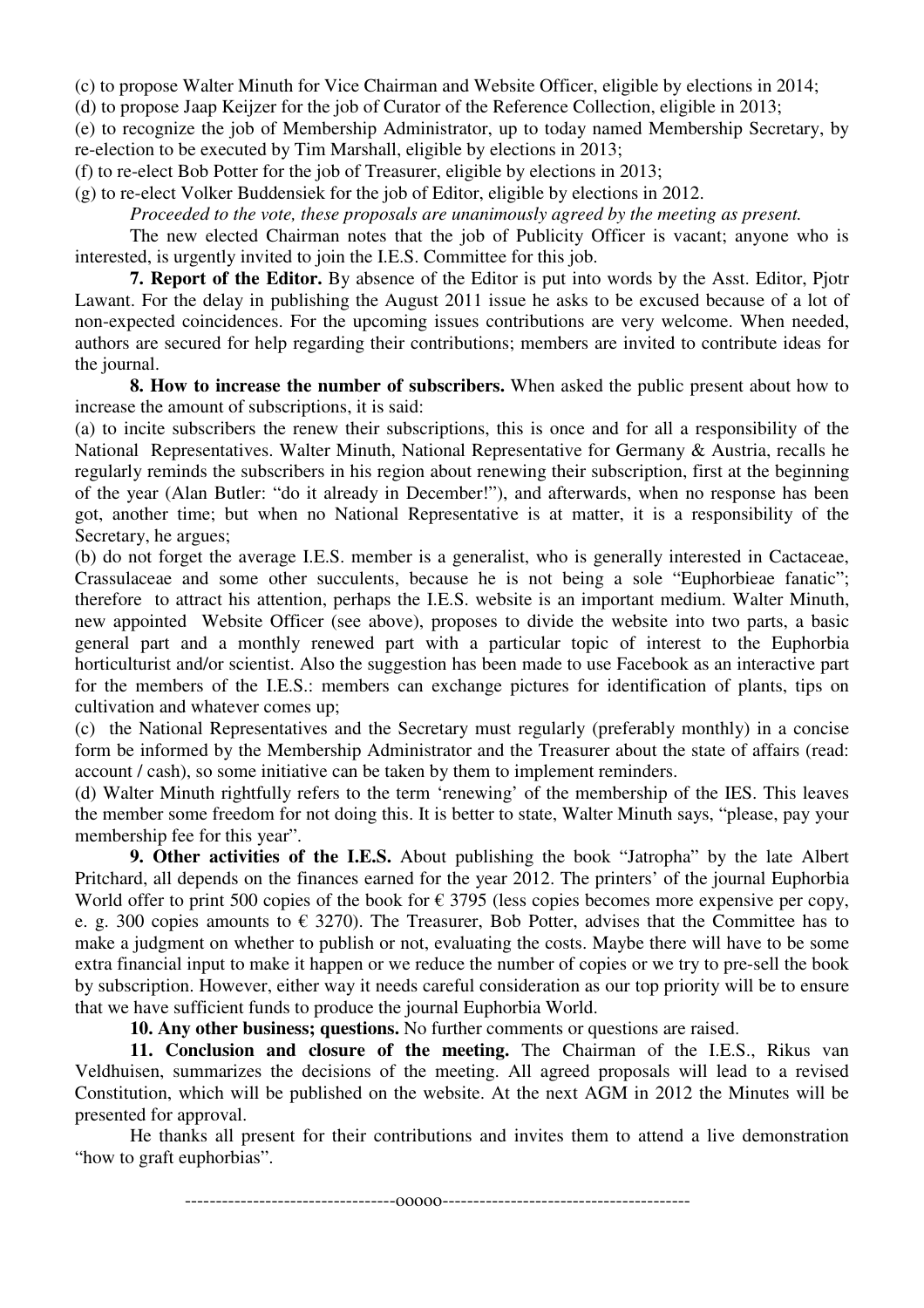(c) to propose Walter Minuth for Vice Chairman and Website Officer, eligible by elections in 2014;

(d) to propose Jaap Keijzer for the job of Curator of the Reference Collection, eligible in 2013;

(e) to recognize the job of Membership Administrator, up to today named Membership Secretary, by re-election to be executed by Tim Marshall, eligible by elections in 2013;

(f) to re-elect Bob Potter for the job of Treasurer, eligible by elections in 2013;

(g) to re-elect Volker Buddensiek for the job of Editor, eligible by elections in 2012.

*Proceeded to the vote, these proposals are unanimously agreed by the meeting as present.*

The new elected Chairman notes that the job of Publicity Officer is vacant; anyone who is interested, is urgently invited to join the I.E.S. Committee for this job.

**7. Report of the Editor.** By absence of the Editor is put into words by the Asst. Editor, Pjotr Lawant. For the delay in publishing the August 2011 issue he asks to be excused because of a lot of non-expected coincidences. For the upcoming issues contributions are very welcome. When needed, authors are secured for help regarding their contributions; members are invited to contribute ideas for the journal.

**8. How to increase the number of subscribers.** When asked the public present about how to increase the amount of subscriptions, it is said:

(a) to incite subscribers the renew their subscriptions, this is once and for all a responsibility of the National Representatives. Walter Minuth, National Representative for Germany & Austria, recalls he regularly reminds the subscribers in his region about renewing their subscription, first at the beginning of the year (Alan Butler: "do it already in December!"), and afterwards, when no response has been got, another time; but when no National Representative is at matter, it is a responsibility of the Secretary, he argues;

(b) do not forget the average I.E.S. member is a generalist, who is generally interested in Cactaceae, Crassulaceae and some other succulents, because he is not being a sole "Euphorbieae fanatic"; therefore to attract his attention, perhaps the I.E.S. website is an important medium. Walter Minuth, new appointed Website Officer (see above), proposes to divide the website into two parts, a basic general part and a monthly renewed part with a particular topic of interest to the Euphorbia horticulturist and/or scientist. Also the suggestion has been made to use Facebook as an interactive part for the members of the I.E.S.: members can exchange pictures for identification of plants, tips on cultivation and whatever comes up;

(c) the National Representatives and the Secretary must regularly (preferably monthly) in a concise form be informed by the Membership Administrator and the Treasurer about the state of affairs (read: account / cash), so some initiative can be taken by them to implement reminders.

(d) Walter Minuth rightfully refers to the term 'renewing' of the membership of the IES. This leaves the member some freedom for not doing this. It is better to state, Walter Minuth says, "please, pay your membership fee for this year".

**9. Other activities of the I.E.S.** About publishing the book "Jatropha" by the late Albert Pritchard, all depends on the finances earned for the year 2012. The printers' of the journal Euphorbia World offer to print 500 copies of the book for € 3795 (less copies becomes more expensive per copy, e. g. 300 copies amounts to € 3270). The Treasurer, Bob Potter, advises that the Committee has to make a judgment on whether to publish or not, evaluating the costs. Maybe there will have to be some extra financial input to make it happen or we reduce the number of copies or we try to pre-sell the book by subscription. However, either way it needs careful consideration as our top priority will be to ensure that we have sufficient funds to produce the journal Euphorbia World.

**10. Any other business; questions.** No further comments or questions are raised.

**11. Conclusion and closure of the meeting.** The Chairman of the I.E.S., Rikus van Veldhuisen, summarizes the decisions of the meeting. All agreed proposals will lead to a revised Constitution, which will be published on the website. At the next AGM in 2012 the Minutes will be presented for approval.

He thanks all present for their contributions and invites them to attend a live demonstration "how to graft euphorbias".

----------------------------------ooooo----------------------------------------